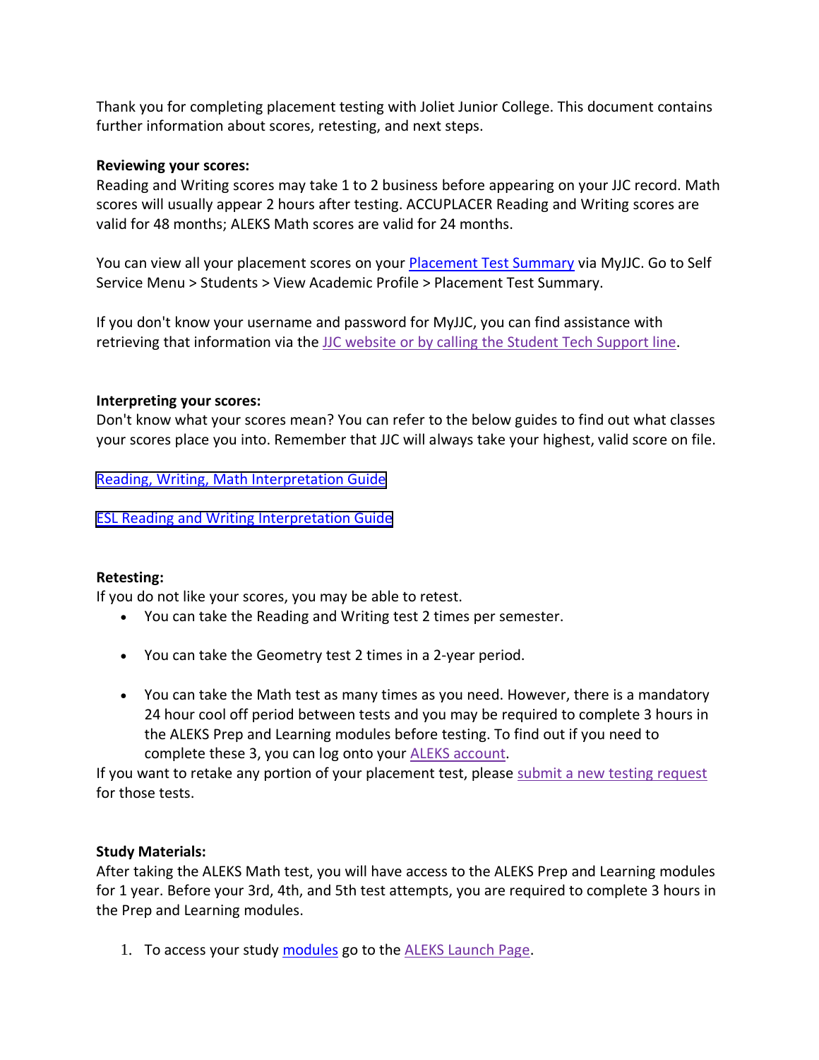Thank you for completing placement testing with Joliet Junior College. This document contains further information about scores, retesting, and next steps.

**Reviewing your scores:**
Reading and Writing scores may take 1 to 2 business before appearing on your JJC record. Math scores will usually appear 2 hours after testing. ACCUPLACER Reading and Writing scores are valid for 48 months; ALEKS Math scores are valid for 24 months.

You can view all your placement scores on your Placement Test Summary via MyJJC. Go to Self Service Menu > Students > View Academic Profile > Placement Test Summary.

If you don't know your username and password for MyJJC, you can find assistance with retrieving that information via the JJC website or by calling the Student Tech Support line.

**Interpreting your scores:**
Don't know what your scores mean? You can refer to the below guides to find out what classes your scores place you into. Remember that JJC will always take your highest, valid score on file.

Reading, Writing, Math Interpretation Guide

ESL Reading and Writing Interpretation Guide

**Retesting:**
If you do not like your scores, you may be able to retest.

- You can take the Reading and Writing test 2 times per semester.
- You can take the Geometry test 2 times in a 2-year period.
- You can take the Math test as many times as you need. However, there is a mandatory 24 hour cool off period between tests and you may be required to complete 3 hours in the ALEKS Prep and Learning modules before testing. To find out if you need to complete these 3, you can log onto your ALEKS account.

If you want to retake any portion of your placement test, please submit a new testing request for those tests.

**Study Materials:**
After taking the ALEKS Math test, you will have access to the ALEKS Prep and Learning modules for 1 year. Before your 3rd, 4th, and 5th test attempts, you are required to complete 3 hours in the Prep and Learning modules.

1. To access your study modules go to the ALEKS Launch Page.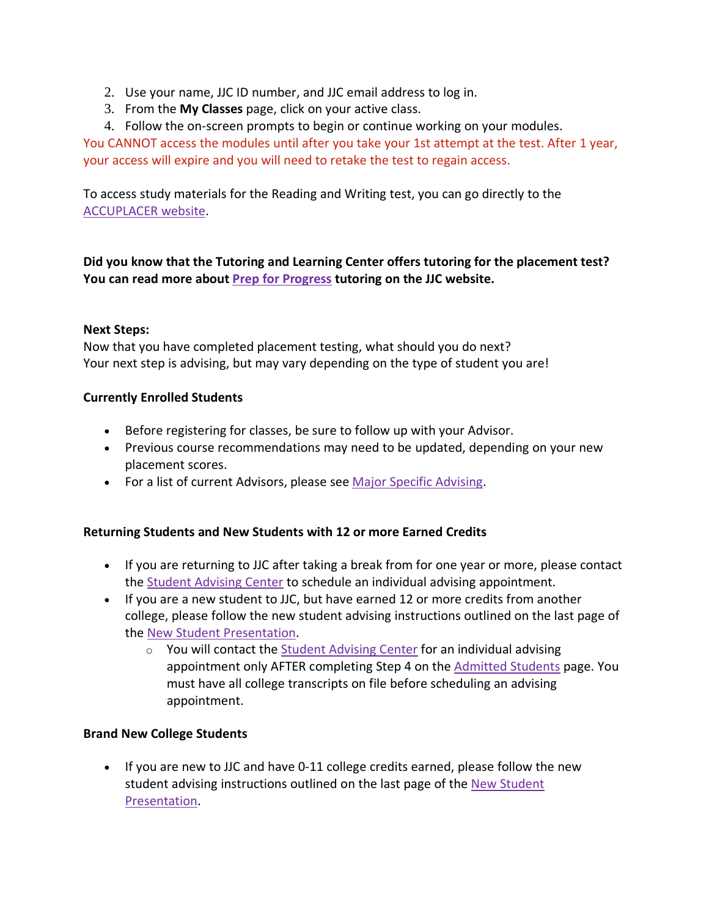2. Use your name, JJC ID number, and JJC email address to log in.
3. From the **My Classes** page, click on your active class.
4. Follow the on-screen prompts to begin or continue working on your modules.

You CANNOT access the modules until after you take your 1st attempt at the test. After 1 year, your access will expire and you will need to retake the test to regain access.

To access study materials for the Reading and Writing test, you can go directly to the ACCUPLACER website.

**Did you know that the Tutoring and Learning Center offers tutoring for the placement test? You can read more about Prep for Progress tutoring on the JJC website.**

**Next Steps:**
Now that you have completed placement testing, what should you do next?
Your next step is advising, but may vary depending on the type of student you are!

**Currently Enrolled Students**

- Before registering for classes, be sure to follow up with your Advisor.
- Previous course recommendations may need to be updated, depending on your new placement scores.
- For a list of current Advisors, please see Major Specific Advising.

**Returning Students and New Students with 12 or more Earned Credits**

- If you are returning to JJC after taking a break from for one year or more, please contact the Student Advising Center to schedule an individual advising appointment.
- If you are a new student to JJC, but have earned 12 or more credits from another college, please follow the new student advising instructions outlined on the last page of the New Student Presentation.
    - You will contact the Student Advising Center for an individual advising appointment only AFTER completing Step 4 on the Admitted Students page. You must have all college transcripts on file before scheduling an advising appointment.

**Brand New College Students**

- If you are new to JJC and have 0-11 college credits earned, please follow the new student advising instructions outlined on the last page of the New Student Presentation.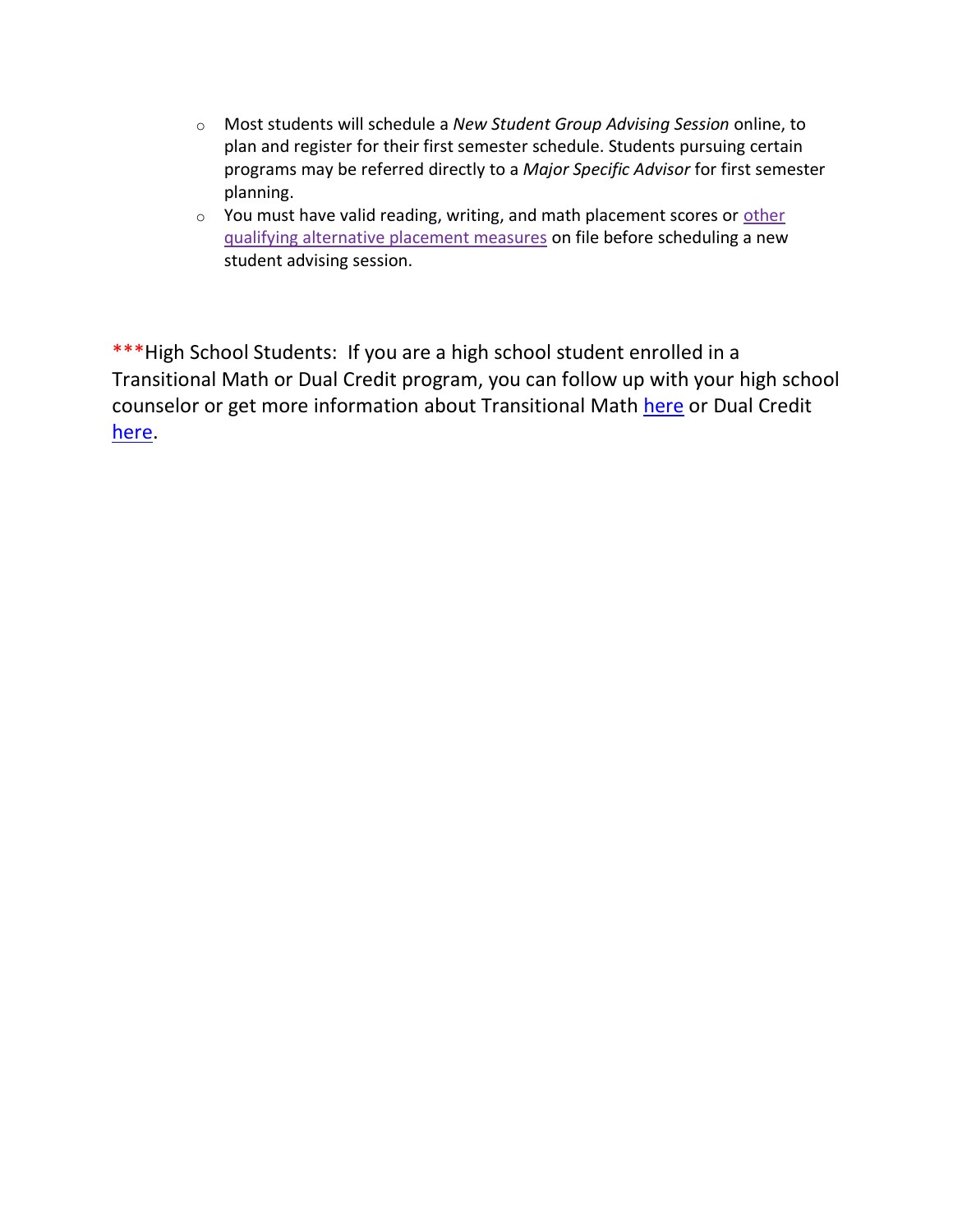- Most students will schedule a *New Student Group Advising Session* online, to plan and register for their first semester schedule. Students pursuing certain programs may be referred directly to a *Major Specific Advisor* for first semester planning.
- You must have valid reading, writing, and math placement scores or other qualifying alternative placement measures on file before scheduling a new student advising session.

***High School Students: If you are a high school student enrolled in a Transitional Math or Dual Credit program, you can follow up with your high school counselor or get more information about Transitional Math here or Dual Credit here.